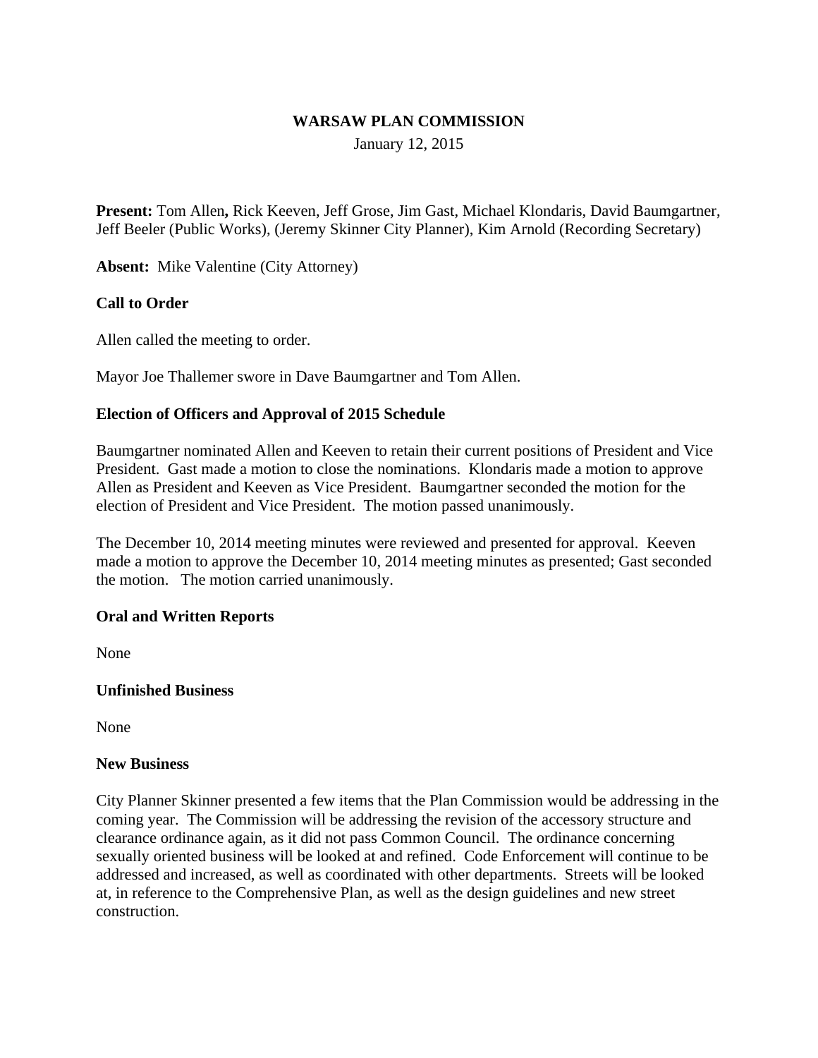**WARSAW PLAN COMMISSION**

January 12, 2015

**Present:** Tom Allen**,** Rick Keeven, Jeff Grose, Jim Gast, Michael Klondaris, David Baumgartner, Jeff Beeler (Public Works), (Jeremy Skinner City Planner), Kim Arnold (Recording Secretary)

**Absent:** Mike Valentine (City Attorney)

**Call to Order**

Allen called the meeting to order.

Mayor Joe Thallemer swore in Dave Baumgartner and Tom Allen.

**Election of Officers and Approval of 2015 Schedule**

Baumgartner nominated Allen and Keeven to retain their current positions of President and Vice President. Gast made a motion to close the nominations. Klondaris made a motion to approve Allen as President and Keeven as Vice President. Baumgartner seconded the motion for the election of President and Vice President. The motion passed unanimously.

The December 10, 2014 meeting minutes were reviewed and presented for approval. Keeven made a motion to approve the December 10, 2014 meeting minutes as presented; Gast seconded the motion. The motion carried unanimously.

**Oral and Written Reports**

None

**Unfinished Business**

None

**New Business**

City Planner Skinner presented a few items that the Plan Commission would be addressing in the coming year. The Commission will be addressing the revision of the accessory structure and clearance ordinance again, as it did not pass Common Council. The ordinance concerning sexually oriented business will be looked at and refined. Code Enforcement will continue to be addressed and increased, as well as coordinated with other departments. Streets will be looked at, in reference to the Comprehensive Plan, as well as the design guidelines and new street construction.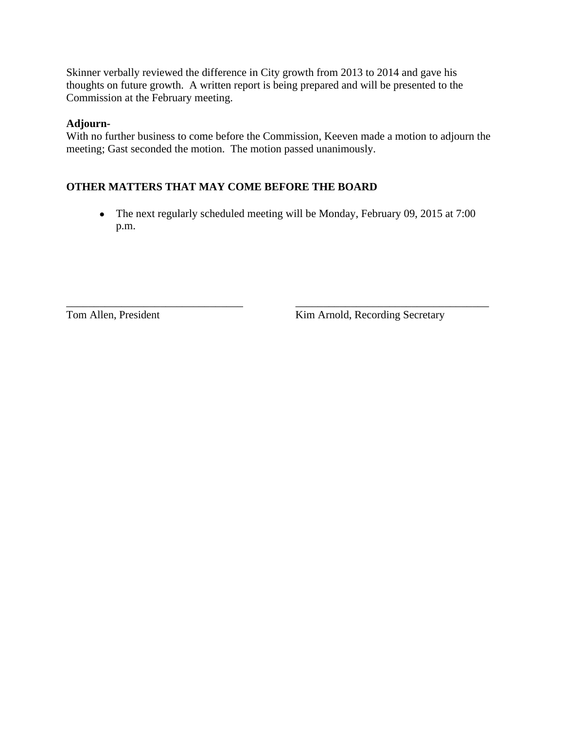Skinner verbally reviewed the difference in City growth from 2013 to 2014 and gave his thoughts on future growth. A written report is being prepared and will be presented to the Commission at the February meeting.

**Adjourn-**
With no further business to come before the Commission, Keeven made a motion to adjourn the meeting; Gast seconded the motion. The motion passed unanimously.

**OTHER MATTERS THAT MAY COME BEFORE THE BOARD**

- The next regularly scheduled meeting will be Monday, February 09, 2015 at 7:00 p.m.

\_\_\_\_\_\_\_\_\_\_\_\_\_\_\_\_\_\_\_\_\_\_\_\_\_\_\_\_\_\_\_\_\_
Tom Allen, President

\_\_\_\_\_\_\_\_\_\_\_\_\_\_\_\_\_\_\_\_\_\_\_\_\_\_\_\_\_\_\_\_\_\_\_\_\_
Kim Arnold, Recording Secretary